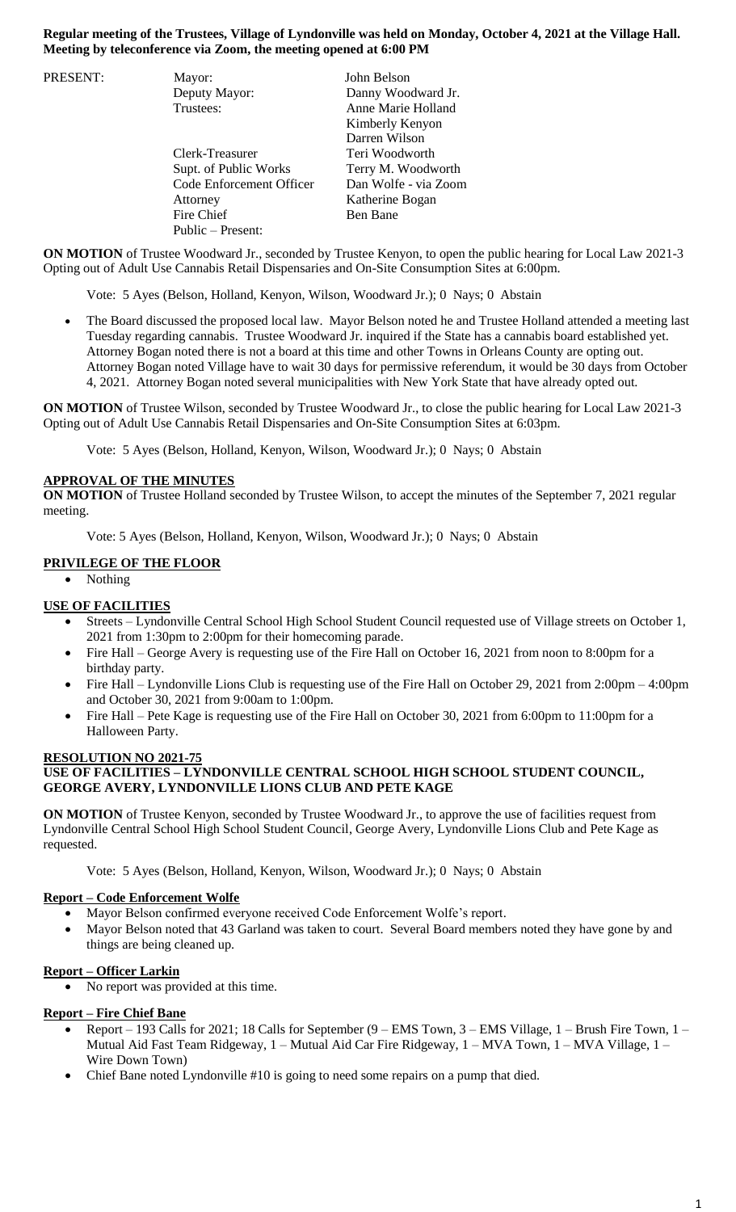**Regular meeting of the Trustees, Village of Lyndonville was held on Monday, October 4, 2021 at the Village Hall. Meeting by teleconference via Zoom, the meeting opened at 6:00 PM**

| PRESENT: | Mayor: | John Belson |
|---|---|---|
| | Deputy Mayor: | Danny Woodward Jr. |
| | Trustees: | Anne Marie Holland |
| | | Kimberly Kenyon |
| | | Darren Wilson |
| | Clerk-Treasurer | Teri Woodworth |
| | Supt. of Public Works | Terry M. Woodworth |
| | Code Enforcement Officer | Dan Wolfe - via Zoom |
| | Attorney | Katherine Bogan |
| | Fire Chief | Ben Bane |
| | Public – Present: | |

**ON MOTION** of Trustee Woodward Jr., seconded by Trustee Kenyon, to open the public hearing for Local Law 2021-3 Opting out of Adult Use Cannabis Retail Dispensaries and On-Site Consumption Sites at 6:00pm.

Vote: 5 Ayes (Belson, Holland, Kenyon, Wilson, Woodward Jr.); 0 Nays; 0 Abstain

- The Board discussed the proposed local law. Mayor Belson noted he and Trustee Holland attended a meeting last Tuesday regarding cannabis. Trustee Woodward Jr. inquired if the State has a cannabis board established yet. Attorney Bogan noted there is not a board at this time and other Towns in Orleans County are opting out. Attorney Bogan noted Village have to wait 30 days for permissive referendum, it would be 30 days from October 4, 2021. Attorney Bogan noted several municipalities with New York State that have already opted out.

**ON MOTION** of Trustee Wilson, seconded by Trustee Woodward Jr., to close the public hearing for Local Law 2021-3 Opting out of Adult Use Cannabis Retail Dispensaries and On-Site Consumption Sites at 6:03pm.

Vote: 5 Ayes (Belson, Holland, Kenyon, Wilson, Woodward Jr.); 0 Nays; 0 Abstain

**APPROVAL OF THE MINUTES**

**ON MOTION** of Trustee Holland seconded by Trustee Wilson, to accept the minutes of the September 7, 2021 regular meeting.

Vote: 5 Ayes (Belson, Holland, Kenyon, Wilson, Woodward Jr.); 0 Nays; 0 Abstain

**PRIVILEGE OF THE FLOOR**

- Nothing

**USE OF FACILITIES**

- Streets – Lyndonville Central School High School Student Council requested use of Village streets on October 1, 2021 from 1:30pm to 2:00pm for their homecoming parade.
- Fire Hall – George Avery is requesting use of the Fire Hall on October 16, 2021 from noon to 8:00pm for a birthday party.
- Fire Hall – Lyndonville Lions Club is requesting use of the Fire Hall on October 29, 2021 from 2:00pm – 4:00pm and October 30, 2021 from 9:00am to 1:00pm.
- Fire Hall – Pete Kage is requesting use of the Fire Hall on October 30, 2021 from 6:00pm to 11:00pm for a Halloween Party.

**RESOLUTION NO 2021-75**

**USE OF FACILITIES – LYNDONVILLE CENTRAL SCHOOL HIGH SCHOOL STUDENT COUNCIL, GEORGE AVERY, LYNDONVILLE LIONS CLUB AND PETE KAGE**

**ON MOTION** of Trustee Kenyon, seconded by Trustee Woodward Jr., to approve the use of facilities request from Lyndonville Central School High School Student Council, George Avery, Lyndonville Lions Club and Pete Kage as requested.

Vote: 5 Ayes (Belson, Holland, Kenyon, Wilson, Woodward Jr.); 0 Nays; 0 Abstain

**Report – Code Enforcement Wolfe**

- Mayor Belson confirmed everyone received Code Enforcement Wolfe's report.
- Mayor Belson noted that 43 Garland was taken to court. Several Board members noted they have gone by and things are being cleaned up.

**Report – Officer Larkin**

- No report was provided at this time.

**Report – Fire Chief Bane**

- Report – 193 Calls for 2021; 18 Calls for September (9 – EMS Town, 3 – EMS Village, 1 – Brush Fire Town, 1 – Mutual Aid Fast Team Ridgeway, 1 – Mutual Aid Car Fire Ridgeway, 1 – MVA Town, 1 – MVA Village, 1 – Wire Down Town)
- Chief Bane noted Lyndonville #10 is going to need some repairs on a pump that died.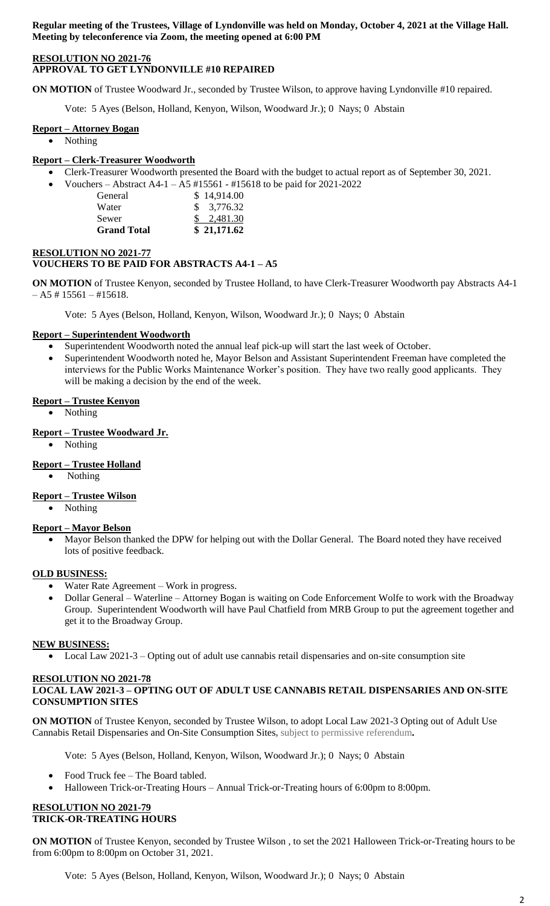**Regular meeting of the Trustees, Village of Lyndonville was held on Monday, October 4, 2021 at the Village Hall. Meeting by teleconference via Zoom, the meeting opened at 6:00 PM**

**RESOLUTION NO 2021-76**
**APPROVAL TO GET LYNDONVILLE #10 REPAIRED**

**ON MOTION** of Trustee Woodward Jr., seconded by Trustee Wilson, to approve having Lyndonville #10 repaired.

Vote: 5 Ayes (Belson, Holland, Kenyon, Wilson, Woodward Jr.); 0 Nays; 0 Abstain

**Report – Attorney Bogan**

- Nothing

**Report – Clerk-Treasurer Woodworth**

- Clerk-Treasurer Woodworth presented the Board with the budget to actual report as of September 30, 2021.
- Vouchers – Abstract A4-1 – A5 #15561 - #15618 to be paid for 2021-2022

| | |
|---|---|
| General | $ 14,914.00 |
| Water | $ 3,776.32 |
| Sewer | $ 2,481.30 |
| **Grand Total** | **$ 21,171.62** |

**RESOLUTION NO 2021-77**
**VOUCHERS TO BE PAID FOR ABSTRACTS A4-1 – A5**

**ON MOTION** of Trustee Kenyon, seconded by Trustee Holland, to have Clerk-Treasurer Woodworth pay Abstracts A4-1 – A5 # 15561 – #15618.

Vote: 5 Ayes (Belson, Holland, Kenyon, Wilson, Woodward Jr.); 0 Nays; 0 Abstain

**Report – Superintendent Woodworth**

- Superintendent Woodworth noted the annual leaf pick-up will start the last week of October.
- Superintendent Woodworth noted he, Mayor Belson and Assistant Superintendent Freeman have completed the interviews for the Public Works Maintenance Worker's position. They have two really good applicants. They will be making a decision by the end of the week.

**Report – Trustee Kenyon**

- Nothing

**Report – Trustee Woodward Jr.**

- Nothing

**Report – Trustee Holland**

- Nothing

**Report – Trustee Wilson**

- Nothing

**Report – Mayor Belson**

- Mayor Belson thanked the DPW for helping out with the Dollar General. The Board noted they have received lots of positive feedback.

**OLD BUSINESS:**

- Water Rate Agreement – Work in progress.
- Dollar General – Waterline – Attorney Bogan is waiting on Code Enforcement Wolfe to work with the Broadway Group. Superintendent Woodworth will have Paul Chatfield from MRB Group to put the agreement together and get it to the Broadway Group.

**NEW BUSINESS:**

- Local Law 2021-3 – Opting out of adult use cannabis retail dispensaries and on-site consumption site

**RESOLUTION NO 2021-78**
**LOCAL LAW 2021-3 – OPTING OUT OF ADULT USE CANNABIS RETAIL DISPENSARIES AND ON-SITE CONSUMPTION SITES**

**ON MOTION** of Trustee Kenyon, seconded by Trustee Wilson, to adopt Local Law 2021-3 Opting out of Adult Use Cannabis Retail Dispensaries and On-Site Consumption Sites, subject to permissive referendum**.**

Vote: 5 Ayes (Belson, Holland, Kenyon, Wilson, Woodward Jr.); 0 Nays; 0 Abstain

- Food Truck fee – The Board tabled.
- Halloween Trick-or-Treating Hours – Annual Trick-or-Treating hours of 6:00pm to 8:00pm.

**RESOLUTION NO 2021-79**
**TRICK-OR-TREATING HOURS**

**ON MOTION** of Trustee Kenyon, seconded by Trustee Wilson , to set the 2021 Halloween Trick-or-Treating hours to be from 6:00pm to 8:00pm on October 31, 2021.

Vote: 5 Ayes (Belson, Holland, Kenyon, Wilson, Woodward Jr.); 0 Nays; 0 Abstain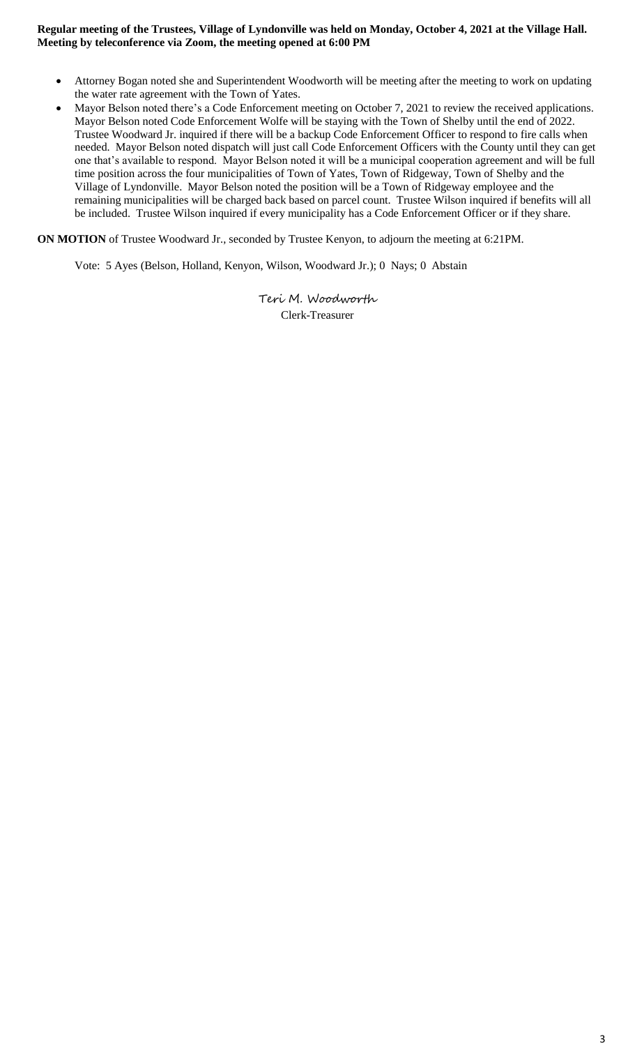**Regular meeting of the Trustees, Village of Lyndonville was held on Monday, October 4, 2021 at the Village Hall. Meeting by teleconference via Zoom, the meeting opened at 6:00 PM**

- Attorney Bogan noted she and Superintendent Woodworth will be meeting after the meeting to work on updating the water rate agreement with the Town of Yates.
- Mayor Belson noted there's a Code Enforcement meeting on October 7, 2021 to review the received applications. Mayor Belson noted Code Enforcement Wolfe will be staying with the Town of Shelby until the end of 2022. Trustee Woodward Jr. inquired if there will be a backup Code Enforcement Officer to respond to fire calls when needed. Mayor Belson noted dispatch will just call Code Enforcement Officers with the County until they can get one that's available to respond. Mayor Belson noted it will be a municipal cooperation agreement and will be full time position across the four municipalities of Town of Yates, Town of Ridgeway, Town of Shelby and the Village of Lyndonville. Mayor Belson noted the position will be a Town of Ridgeway employee and the remaining municipalities will be charged back based on parcel count. Trustee Wilson inquired if benefits will all be included. Trustee Wilson inquired if every municipality has a Code Enforcement Officer or if they share.

**ON MOTION** of Trustee Woodward Jr., seconded by Trustee Kenyon, to adjourn the meeting at 6:21PM.

Vote: 5 Ayes (Belson, Holland, Kenyon, Wilson, Woodward Jr.); 0 Nays; 0 Abstain

Teri M. Woodworth
Clerk-Treasurer